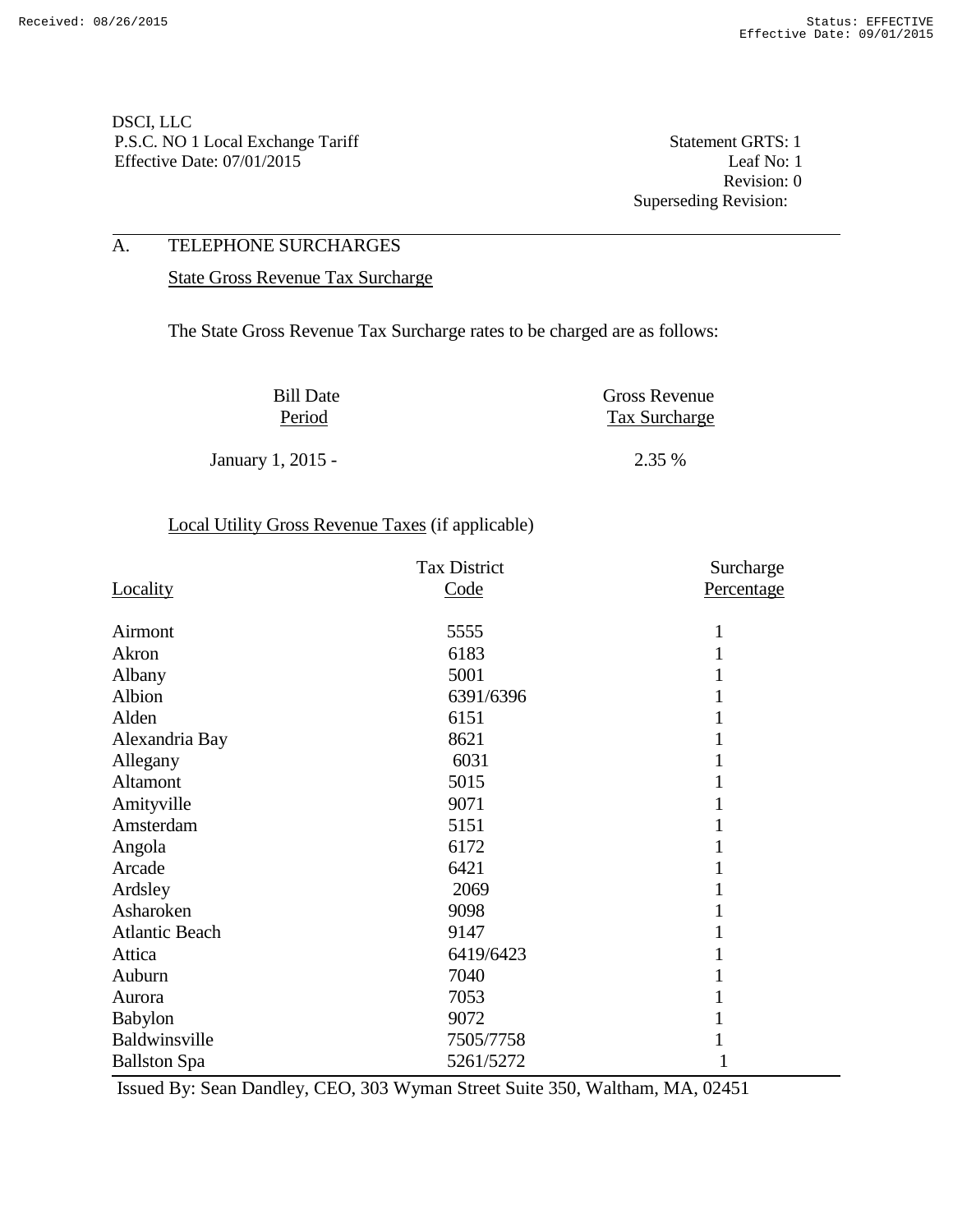DSCI, LLC
P.S.C. NO 1 Local Exchange Tariff
Effective Date: 07/01/2015

Statement GRTS: 1
Leaf No: 1
Revision: 0
Superseding Revision:

## A. TELEPHONE SURCHARGES

State Gross Revenue Tax Surcharge

The State Gross Revenue Tax Surcharge rates to be charged are as follows:

| Bill Date Period | Gross Revenue Tax Surcharge |
|---|---|
| January 1, 2015 - | 2.35 % |

Local Utility Gross Revenue Taxes (if applicable)

| Locality | Tax District Code | Surcharge Percentage |
|---|---|---|
| Airmont | 5555 | 1 |
| Akron | 6183 | 1 |
| Albany | 5001 | 1 |
| Albion | 6391/6396 | 1 |
| Alden | 6151 | 1 |
| Alexandria Bay | 8621 | 1 |
| Allegany | 6031 | 1 |
| Altamont | 5015 | 1 |
| Amityville | 9071 | 1 |
| Amsterdam | 5151 | 1 |
| Angola | 6172 | 1 |
| Arcade | 6421 | 1 |
| Ardsley | 2069 | 1 |
| Asharoken | 9098 | 1 |
| Atlantic Beach | 9147 | 1 |
| Attica | 6419/6423 | 1 |
| Auburn | 7040 | 1 |
| Aurora | 7053 | 1 |
| Babylon | 9072 | 1 |
| Baldwinsville | 7505/7758 | 1 |
| Ballston Spa | 5261/5272 | 1 |

Issued By: Sean Dandley, CEO, 303 Wyman Street Suite 350, Waltham, MA, 02451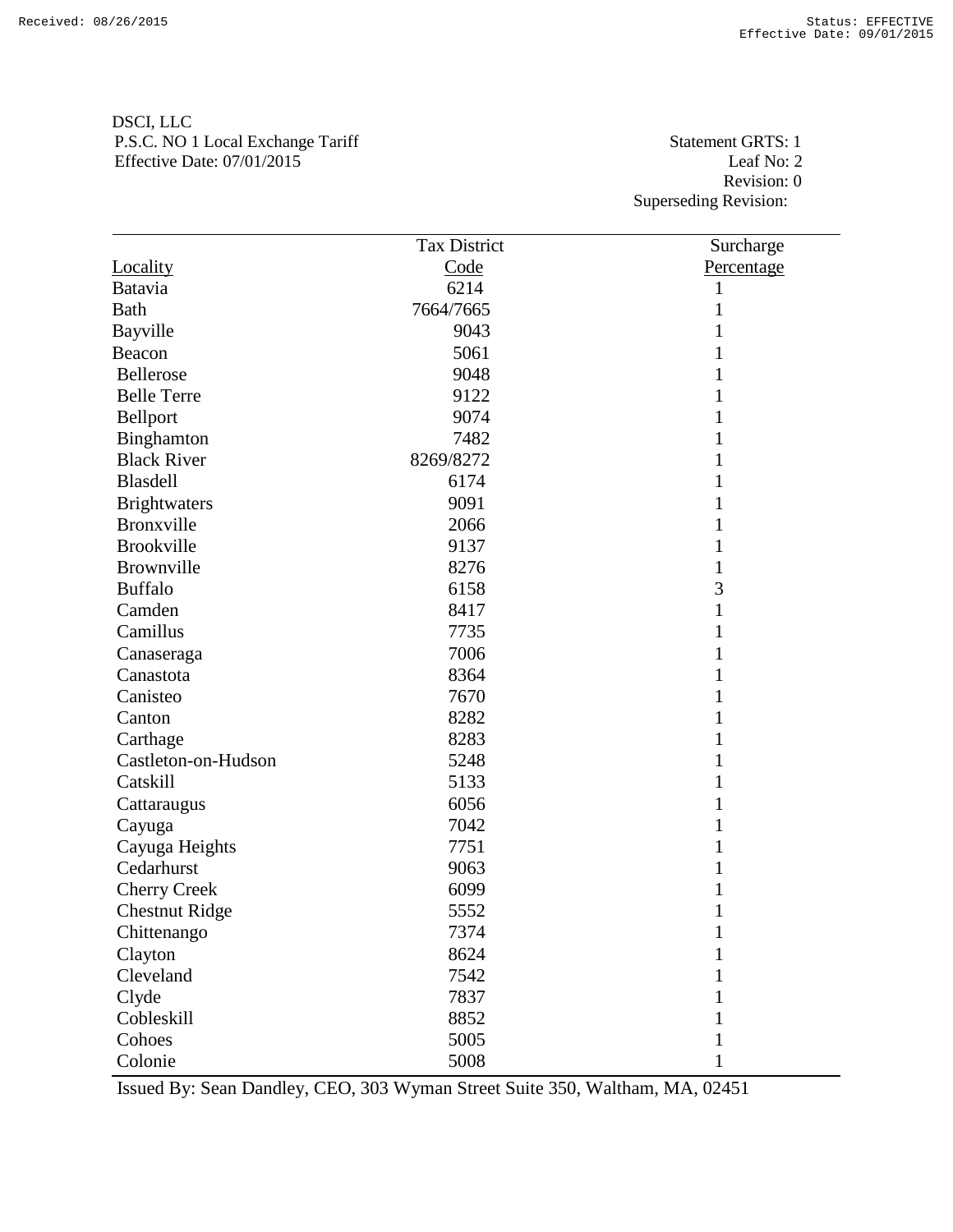DSCI, LLC
P.S.C. NO 1 Local Exchange Tariff
Effective Date: 07/01/2015

Statement GRTS: 1
Leaf No: 2
Revision: 0
Superseding Revision:

| Locality | Tax District Code | Surcharge Percentage |
|---|---|---|
| Batavia | 6214 | 1 |
| Bath | 7664/7665 | 1 |
| Bayville | 9043 | 1 |
| Beacon | 5061 | 1 |
| Bellerose | 9048 | 1 |
| Belle Terre | 9122 | 1 |
| Bellport | 9074 | 1 |
| Binghamton | 7482 | 1 |
| Black River | 8269/8272 | 1 |
| Blasdell | 6174 | 1 |
| Brightwaters | 9091 | 1 |
| Bronxville | 2066 | 1 |
| Brookville | 9137 | 1 |
| Brownville | 8276 | 1 |
| Buffalo | 6158 | 3 |
| Camden | 8417 | 1 |
| Camillus | 7735 | 1 |
| Canaseraga | 7006 | 1 |
| Canastota | 8364 | 1 |
| Canisteo | 7670 | 1 |
| Canton | 8282 | 1 |
| Carthage | 8283 | 1 |
| Castleton-on-Hudson | 5248 | 1 |
| Catskill | 5133 | 1 |
| Cattaraugus | 6056 | 1 |
| Cayuga | 7042 | 1 |
| Cayuga Heights | 7751 | 1 |
| Cedarhurst | 9063 | 1 |
| Cherry Creek | 6099 | 1 |
| Chestnut Ridge | 5552 | 1 |
| Chittenango | 7374 | 1 |
| Clayton | 8624 | 1 |
| Cleveland | 7542 | 1 |
| Clyde | 7837 | 1 |
| Cobleskill | 8852 | 1 |
| Cohoes | 5005 | 1 |
| Colonie | 5008 | 1 |

Issued By: Sean Dandley, CEO, 303 Wyman Street Suite 350, Waltham, MA, 02451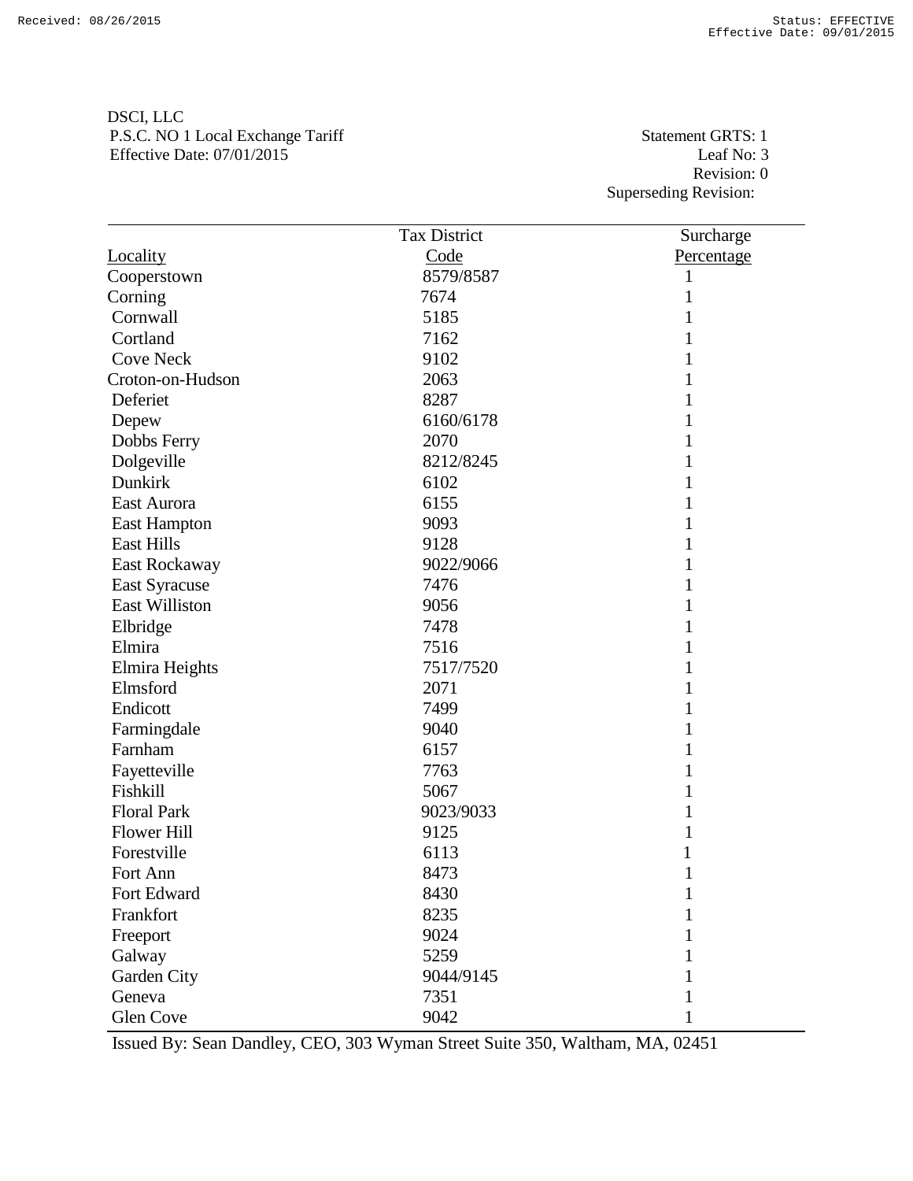DSCI, LLC
P.S.C. NO 1 Local Exchange Tariff
Effective Date: 07/01/2015

Statement GRTS: 1
Leaf No: 3
Revision: 0
Superseding Revision:

| Locality | Tax District Code | Surcharge Percentage |
|---|---|---|
| Cooperstown | 8579/8587 | 1 |
| Corning | 7674 | 1 |
| Cornwall | 5185 | 1 |
| Cortland | 7162 | 1 |
| Cove Neck | 9102 | 1 |
| Croton-on-Hudson | 2063 | 1 |
| Deferiet | 8287 | 1 |
| Depew | 6160/6178 | 1 |
| Dobbs Ferry | 2070 | 1 |
| Dolgeville | 8212/8245 | 1 |
| Dunkirk | 6102 | 1 |
| East Aurora | 6155 | 1 |
| East Hampton | 9093 | 1 |
| East Hills | 9128 | 1 |
| East Rockaway | 9022/9066 | 1 |
| East Syracuse | 7476 | 1 |
| East Williston | 9056 | 1 |
| Elbridge | 7478 | 1 |
| Elmira | 7516 | 1 |
| Elmira Heights | 7517/7520 | 1 |
| Elmsford | 2071 | 1 |
| Endicott | 7499 | 1 |
| Farmingdale | 9040 | 1 |
| Farnham | 6157 | 1 |
| Fayetteville | 7763 | 1 |
| Fishkill | 5067 | 1 |
| Floral Park | 9023/9033 | 1 |
| Flower Hill | 9125 | 1 |
| Forestville | 6113 | 1 |
| Fort Ann | 8473 | 1 |
| Fort Edward | 8430 | 1 |
| Frankfort | 8235 | 1 |
| Freeport | 9024 | 1 |
| Galway | 5259 | 1 |
| Garden City | 9044/9145 | 1 |
| Geneva | 7351 | 1 |
| Glen Cove | 9042 | 1 |

Issued By: Sean Dandley, CEO, 303 Wyman Street Suite 350, Waltham, MA, 02451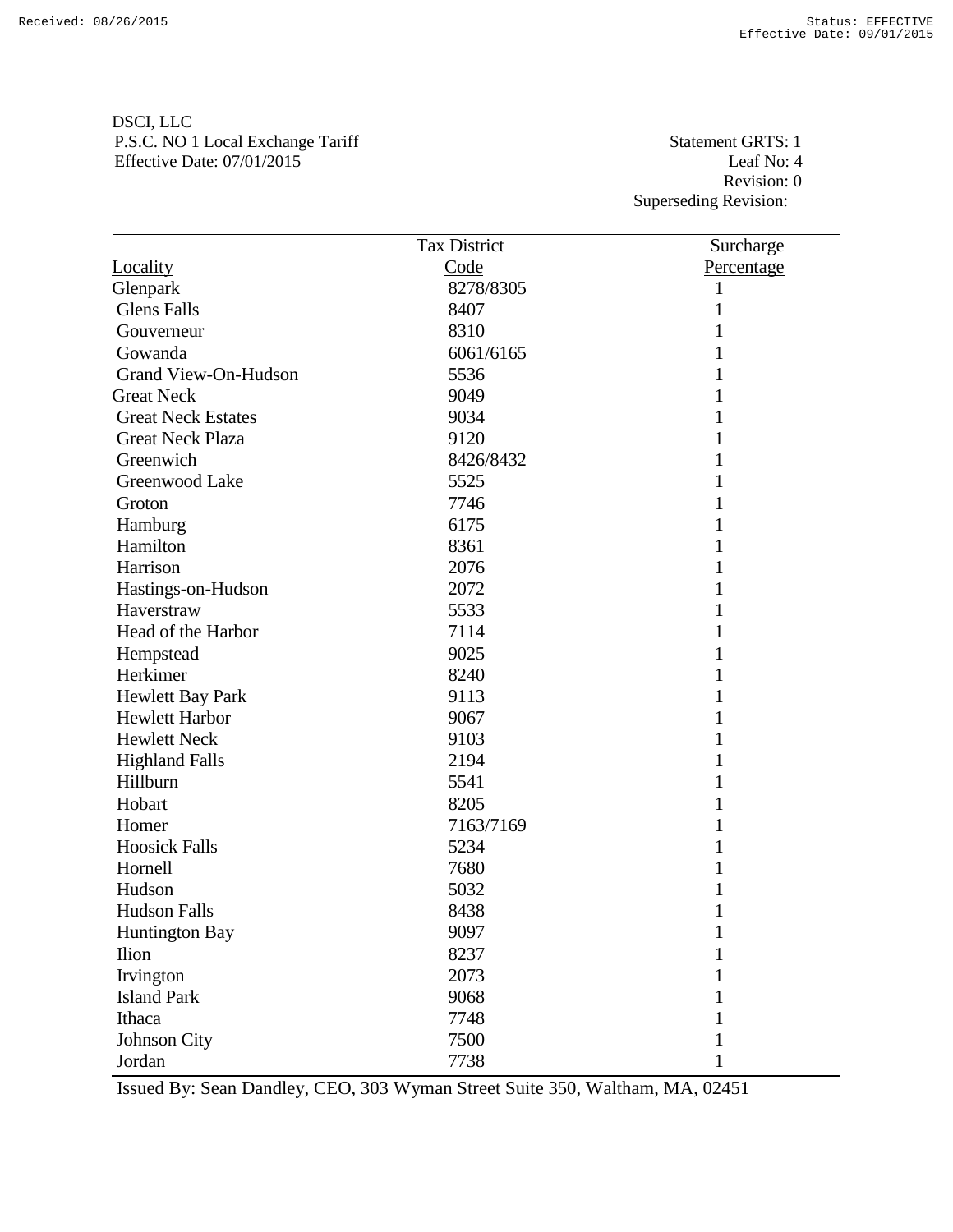DSCI, LLC
P.S.C. NO 1 Local Exchange Tariff
Effective Date: 07/01/2015

Statement GRTS: 1
Leaf No: 4
Revision: 0
Superseding Revision:

| Locality | Tax District Code | Surcharge Percentage |
|---|---|---|
| Glenpark | 8278/8305 | 1 |
| Glens Falls | 8407 | 1 |
| Gouverneur | 8310 | 1 |
| Gowanda | 6061/6165 | 1 |
| Grand View-On-Hudson | 5536 | 1 |
| Great Neck | 9049 | 1 |
| Great Neck Estates | 9034 | 1 |
| Great Neck Plaza | 9120 | 1 |
| Greenwich | 8426/8432 | 1 |
| Greenwood Lake | 5525 | 1 |
| Groton | 7746 | 1 |
| Hamburg | 6175 | 1 |
| Hamilton | 8361 | 1 |
| Harrison | 2076 | 1 |
| Hastings-on-Hudson | 2072 | 1 |
| Haverstraw | 5533 | 1 |
| Head of the Harbor | 7114 | 1 |
| Hempstead | 9025 | 1 |
| Herkimer | 8240 | 1 |
| Hewlett Bay Park | 9113 | 1 |
| Hewlett Harbor | 9067 | 1 |
| Hewlett Neck | 9103 | 1 |
| Highland Falls | 2194 | 1 |
| Hillburn | 5541 | 1 |
| Hobart | 8205 | 1 |
| Homer | 7163/7169 | 1 |
| Hoosick Falls | 5234 | 1 |
| Hornell | 7680 | 1 |
| Hudson | 5032 | 1 |
| Hudson Falls | 8438 | 1 |
| Huntington Bay | 9097 | 1 |
| Ilion | 8237 | 1 |
| Irvington | 2073 | 1 |
| Island Park | 9068 | 1 |
| Ithaca | 7748 | 1 |
| Johnson City | 7500 | 1 |
| Jordan | 7738 | 1 |

Issued By: Sean Dandley, CEO, 303 Wyman Street Suite 350, Waltham, MA, 02451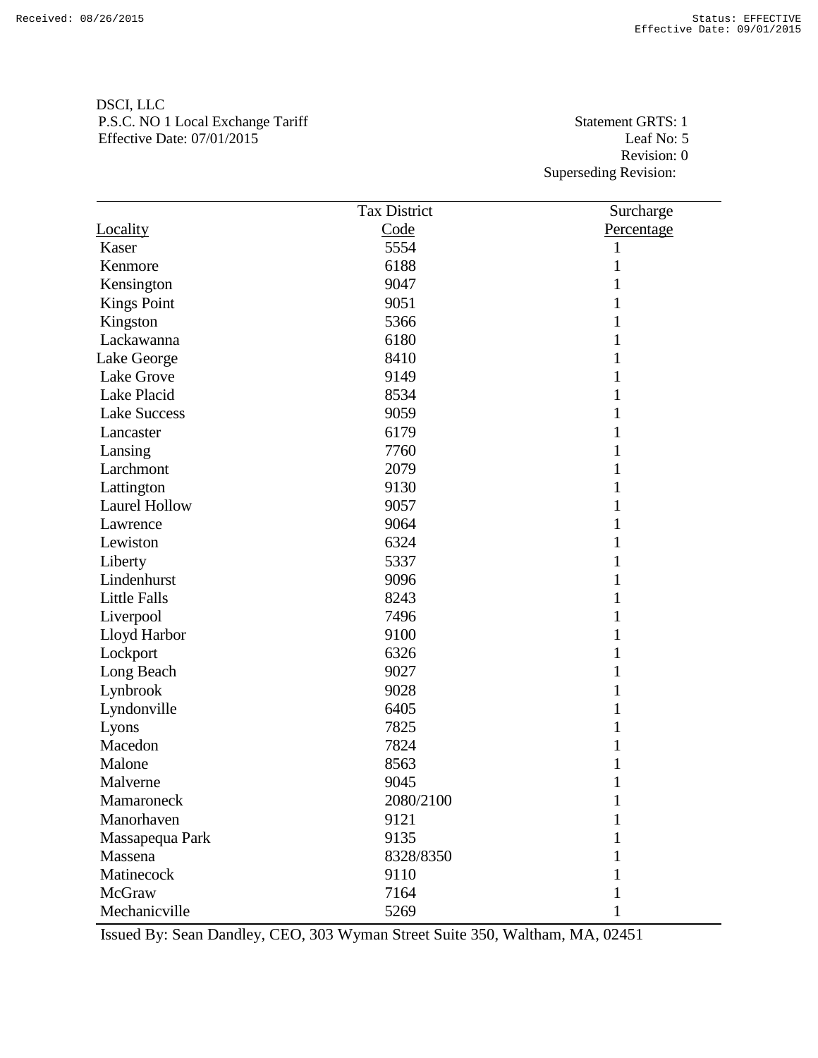DSCI, LLC
P.S.C. NO 1 Local Exchange Tariff
Effective Date: 07/01/2015

Statement GRTS: 1
Leaf No: 5
Revision: 0
Superseding Revision:

| Locality | Tax District Code | Surcharge Percentage |
|---|---|---|
| Kaser | 5554 | 1 |
| Kenmore | 6188 | 1 |
| Kensington | 9047 | 1 |
| Kings Point | 9051 | 1 |
| Kingston | 5366 | 1 |
| Lackawanna | 6180 | 1 |
| Lake George | 8410 | 1 |
| Lake Grove | 9149 | 1 |
| Lake Placid | 8534 | 1 |
| Lake Success | 9059 | 1 |
| Lancaster | 6179 | 1 |
| Lansing | 7760 | 1 |
| Larchmont | 2079 | 1 |
| Lattington | 9130 | 1 |
| Laurel Hollow | 9057 | 1 |
| Lawrence | 9064 | 1 |
| Lewiston | 6324 | 1 |
| Liberty | 5337 | 1 |
| Lindenhurst | 9096 | 1 |
| Little Falls | 8243 | 1 |
| Liverpool | 7496 | 1 |
| Lloyd Harbor | 9100 | 1 |
| Lockport | 6326 | 1 |
| Long Beach | 9027 | 1 |
| Lynbrook | 9028 | 1 |
| Lyndonville | 6405 | 1 |
| Lyons | 7825 | 1 |
| Macedon | 7824 | 1 |
| Malone | 8563 | 1 |
| Malverne | 9045 | 1 |
| Mamaroneck | 2080/2100 | 1 |
| Manorhaven | 9121 | 1 |
| Massapequa Park | 9135 | 1 |
| Massena | 8328/8350 | 1 |
| Matinecock | 9110 | 1 |
| McGraw | 7164 | 1 |
| Mechanicville | 5269 | 1 |

Issued By: Sean Dandley, CEO, 303 Wyman Street Suite 350, Waltham, MA, 02451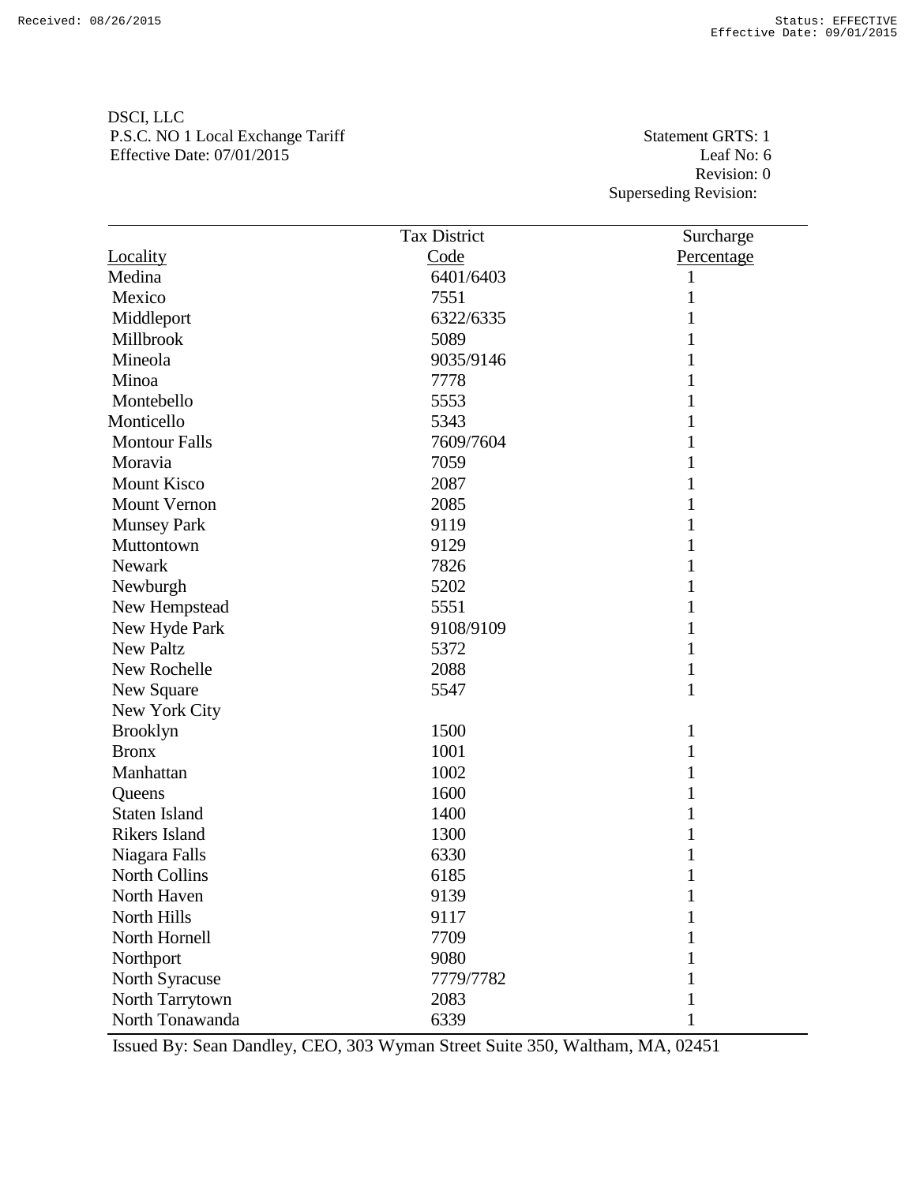DSCI, LLC
P.S.C. NO 1 Local Exchange Tariff
Effective Date: 07/01/2015

Statement GRTS: 1
Leaf No: 6
Revision: 0
Superseding Revision:

| Locality | Tax District Code | Surcharge Percentage |
|---|---|---|
| Medina | 6401/6403 | 1 |
| Mexico | 7551 | 1 |
| Middleport | 6322/6335 | 1 |
| Millbrook | 5089 | 1 |
| Mineola | 9035/9146 | 1 |
| Minoa | 7778 | 1 |
| Montebello | 5553 | 1 |
| Monticello | 5343 | 1 |
| Montour Falls | 7609/7604 | 1 |
| Moravia | 7059 | 1 |
| Mount Kisco | 2087 | 1 |
| Mount Vernon | 2085 | 1 |
| Munsey Park | 9119 | 1 |
| Muttontown | 9129 | 1 |
| Newark | 7826 | 1 |
| Newburgh | 5202 | 1 |
| New Hempstead | 5551 | 1 |
| New Hyde Park | 9108/9109 | 1 |
| New Paltz | 5372 | 1 |
| New Rochelle | 2088 | 1 |
| New Square | 5547 | 1 |
| New York City | | |
| Brooklyn | 1500 | 1 |
| Bronx | 1001 | 1 |
| Manhattan | 1002 | 1 |
| Queens | 1600 | 1 |
| Staten Island | 1400 | 1 |
| Rikers Island | 1300 | 1 |
| Niagara Falls | 6330 | 1 |
| North Collins | 6185 | 1 |
| North Haven | 9139 | 1 |
| North Hills | 9117 | 1 |
| North Hornell | 7709 | 1 |
| Northport | 9080 | 1 |
| North Syracuse | 7779/7782 | 1 |
| North Tarrytown | 2083 | 1 |
| North Tonawanda | 6339 | 1 |

Issued By: Sean Dandley, CEO, 303 Wyman Street Suite 350, Waltham, MA, 02451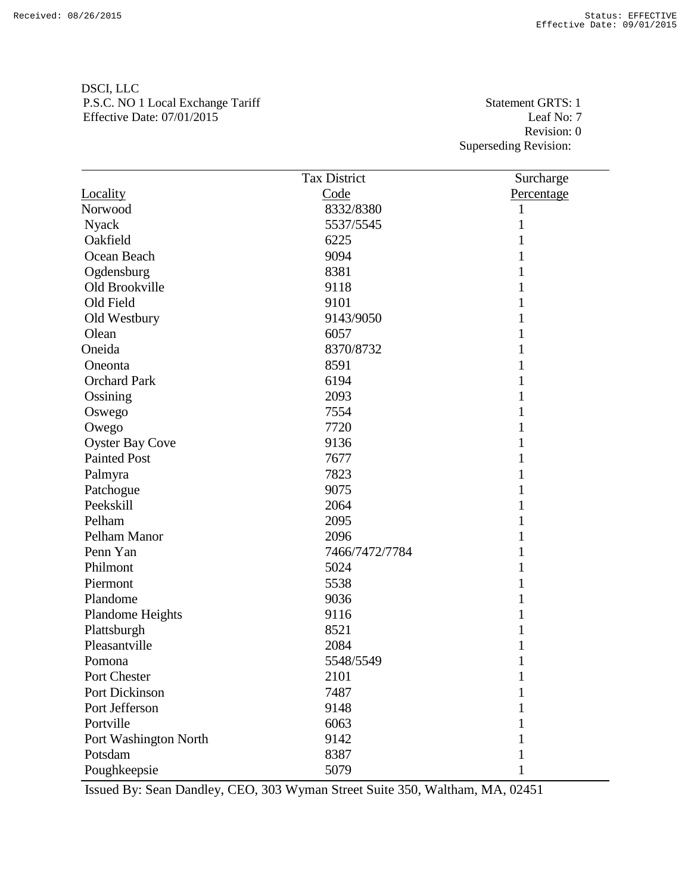DSCI, LLC
P.S.C. NO 1 Local Exchange Tariff
Effective Date: 07/01/2015

Statement GRTS: 1
Leaf No: 7
Revision: 0
Superseding Revision:

| Locality | Tax District Code | Surcharge Percentage |
|---|---|---|
| Norwood | 8332/8380 | 1 |
| Nyack | 5537/5545 | 1 |
| Oakfield | 6225 | 1 |
| Ocean Beach | 9094 | 1 |
| Ogdensburg | 8381 | 1 |
| Old Brookville | 9118 | 1 |
| Old Field | 9101 | 1 |
| Old Westbury | 9143/9050 | 1 |
| Olean | 6057 | 1 |
| Oneida | 8370/8732 | 1 |
| Oneonta | 8591 | 1 |
| Orchard Park | 6194 | 1 |
| Ossining | 2093 | 1 |
| Oswego | 7554 | 1 |
| Owego | 7720 | 1 |
| Oyster Bay Cove | 9136 | 1 |
| Painted Post | 7677 | 1 |
| Palmyra | 7823 | 1 |
| Patchogue | 9075 | 1 |
| Peekskill | 2064 | 1 |
| Pelham | 2095 | 1 |
| Pelham Manor | 2096 | 1 |
| Penn Yan | 7466/7472/7784 | 1 |
| Philmont | 5024 | 1 |
| Piermont | 5538 | 1 |
| Plandome | 9036 | 1 |
| Plandome Heights | 9116 | 1 |
| Plattsburgh | 8521 | 1 |
| Pleasantville | 2084 | 1 |
| Pomona | 5548/5549 | 1 |
| Port Chester | 2101 | 1 |
| Port Dickinson | 7487 | 1 |
| Port Jefferson | 9148 | 1 |
| Portville | 6063 | 1 |
| Port Washington North | 9142 | 1 |
| Potsdam | 8387 | 1 |
| Poughkeepsie | 5079 | 1 |

Issued By: Sean Dandley, CEO, 303 Wyman Street Suite 350, Waltham, MA, 02451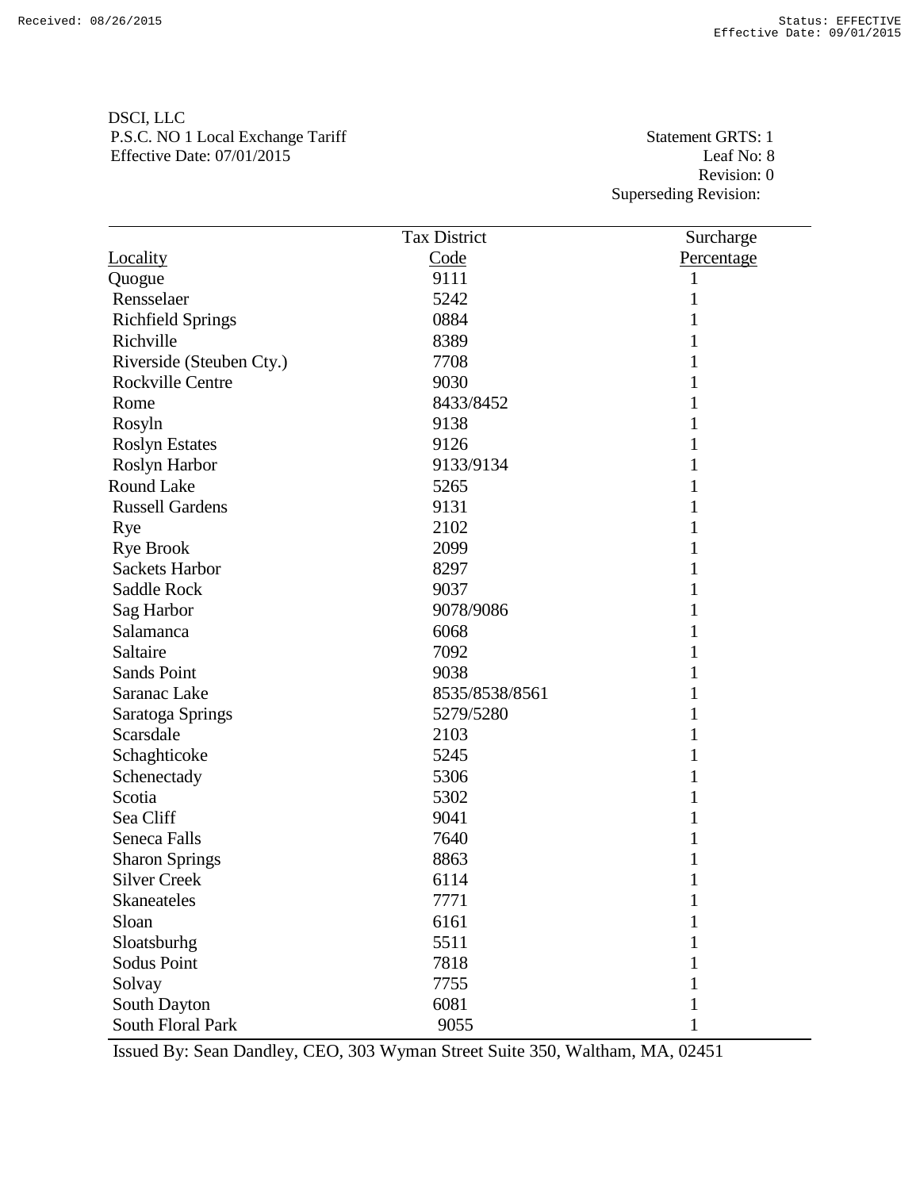DSCI, LLC
P.S.C. NO 1 Local Exchange Tariff
Effective Date: 07/01/2015

Statement GRTS: 1
Leaf No: 8
Revision: 0
Superseding Revision:

| Locality | Tax District Code | Surcharge Percentage |
|---|---|---|
| Quogue | 9111 | 1 |
| Rensselaer | 5242 | 1 |
| Richfield Springs | 0884 | 1 |
| Richville | 8389 | 1 |
| Riverside (Steuben Cty.) | 7708 | 1 |
| Rockville Centre | 9030 | 1 |
| Rome | 8433/8452 | 1 |
| Rosyln | 9138 | 1 |
| Roslyn Estates | 9126 | 1 |
| Roslyn Harbor | 9133/9134 | 1 |
| Round Lake | 5265 | 1 |
| Russell Gardens | 9131 | 1 |
| Rye | 2102 | 1 |
| Rye Brook | 2099 | 1 |
| Sackets Harbor | 8297 | 1 |
| Saddle Rock | 9037 | 1 |
| Sag Harbor | 9078/9086 | 1 |
| Salamanca | 6068 | 1 |
| Saltaire | 7092 | 1 |
| Sands Point | 9038 | 1 |
| Saranac Lake | 8535/8538/8561 | 1 |
| Saratoga Springs | 5279/5280 | 1 |
| Scarsdale | 2103 | 1 |
| Schaghticoke | 5245 | 1 |
| Schenectady | 5306 | 1 |
| Scotia | 5302 | 1 |
| Sea Cliff | 9041 | 1 |
| Seneca Falls | 7640 | 1 |
| Sharon Springs | 8863 | 1 |
| Silver Creek | 6114 | 1 |
| Skaneateles | 7771 | 1 |
| Sloan | 6161 | 1 |
| Sloatsburhg | 5511 | 1 |
| Sodus Point | 7818 | 1 |
| Solvay | 7755 | 1 |
| South Dayton | 6081 | 1 |
| South Floral Park | 9055 | 1 |

Issued By: Sean Dandley, CEO, 303 Wyman Street Suite 350, Waltham, MA, 02451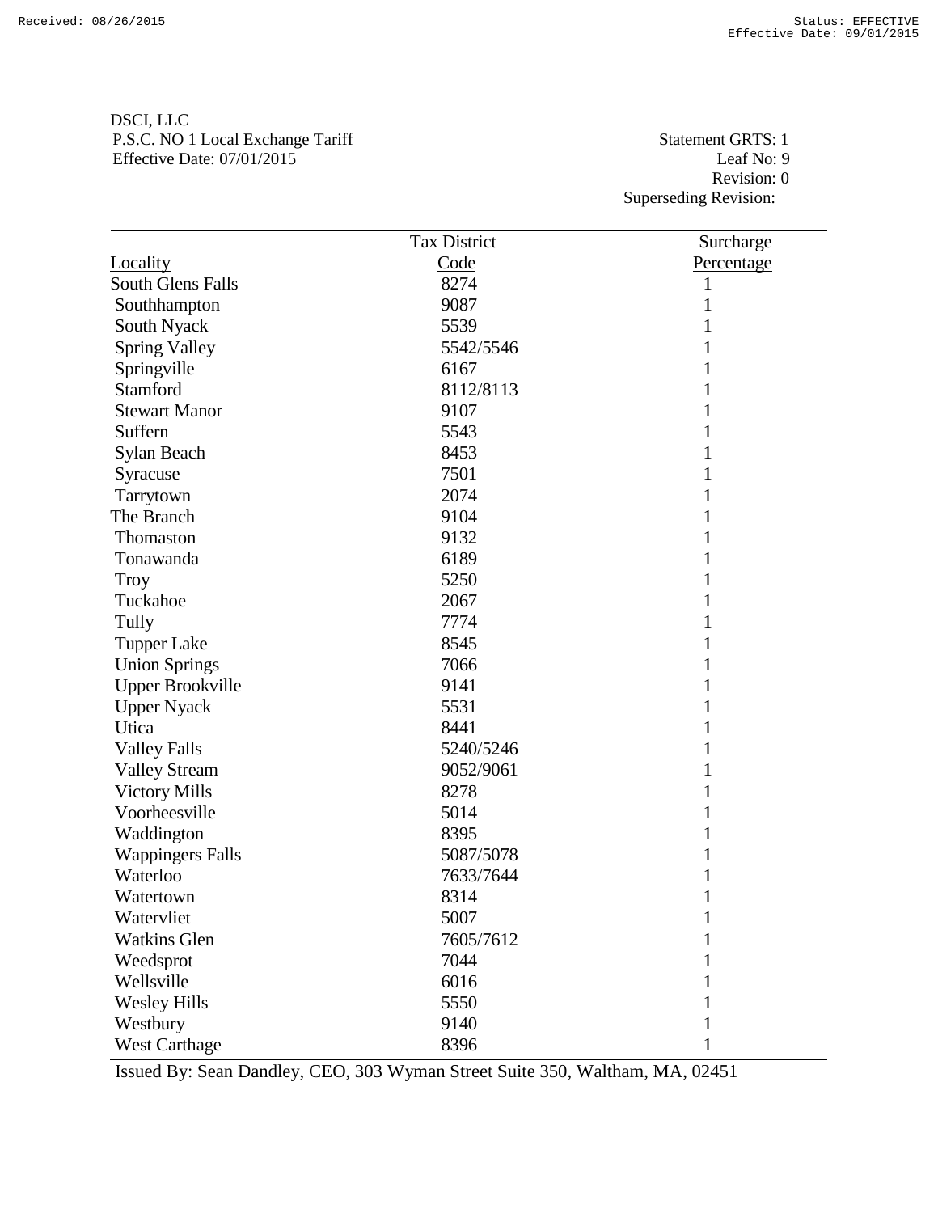DSCI, LLC
P.S.C. NO 1 Local Exchange Tariff
Effective Date: 07/01/2015

Statement GRTS: 1
Leaf No: 9
Revision: 0
Superseding Revision:

| Locality | Tax District Code | Surcharge Percentage |
|---|---|---|
| South Glens Falls | 8274 | 1 |
| Southhampton | 9087 | 1 |
| South Nyack | 5539 | 1 |
| Spring Valley | 5542/5546 | 1 |
| Springville | 6167 | 1 |
| Stamford | 8112/8113 | 1 |
| Stewart Manor | 9107 | 1 |
| Suffern | 5543 | 1 |
| Sylan Beach | 8453 | 1 |
| Syracuse | 7501 | 1 |
| Tarrytown | 2074 | 1 |
| The Branch | 9104 | 1 |
| Thomaston | 9132 | 1 |
| Tonawanda | 6189 | 1 |
| Troy | 5250 | 1 |
| Tuckahoe | 2067 | 1 |
| Tully | 7774 | 1 |
| Tupper Lake | 8545 | 1 |
| Union Springs | 7066 | 1 |
| Upper Brookville | 9141 | 1 |
| Upper Nyack | 5531 | 1 |
| Utica | 8441 | 1 |
| Valley Falls | 5240/5246 | 1 |
| Valley Stream | 9052/9061 | 1 |
| Victory Mills | 8278 | 1 |
| Voorheesville | 5014 | 1 |
| Waddington | 8395 | 1 |
| Wappingers Falls | 5087/5078 | 1 |
| Waterloo | 7633/7644 | 1 |
| Watertown | 8314 | 1 |
| Watervliet | 5007 | 1 |
| Watkins Glen | 7605/7612 | 1 |
| Weedsprot | 7044 | 1 |
| Wellsville | 6016 | 1 |
| Wesley Hills | 5550 | 1 |
| Westbury | 9140 | 1 |
| West Carthage | 8396 | 1 |

Issued By: Sean Dandley, CEO, 303 Wyman Street Suite 350, Waltham, MA, 02451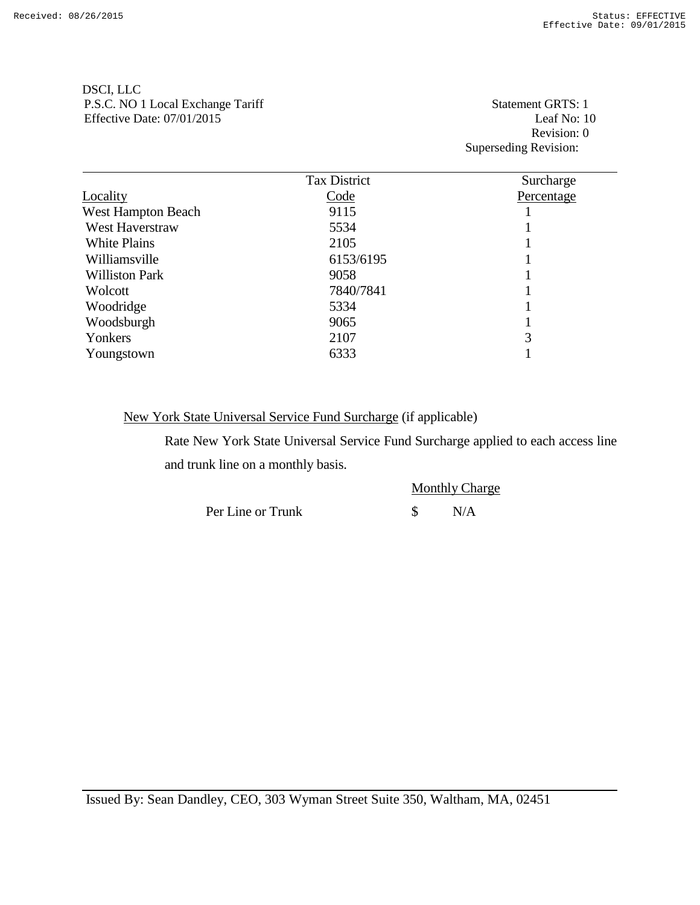DSCI, LLC
P.S.C. NO 1 Local Exchange Tariff
Effective Date: 07/01/2015

Statement GRTS: 1
Leaf No: 10
Revision: 0
Superseding Revision:

| Locality | Tax District Code | Surcharge Percentage |
|---|---|---|
| West Hampton Beach | 9115 | 1 |
| West Haverstraw | 5534 | 1 |
| White Plains | 2105 | 1 |
| Williamsville | 6153/6195 | 1 |
| Williston Park | 9058 | 1 |
| Wolcott | 7840/7841 | 1 |
| Woodridge | 5334 | 1 |
| Woodsburgh | 9065 | 1 |
| Yonkers | 2107 | 3 |
| Youngstown | 6333 | 1 |

New York State Universal Service Fund Surcharge (if applicable)

Rate New York State Universal Service Fund Surcharge applied to each access line and trunk line on a monthly basis.

| | Monthly Charge |
|---|---|
| Per Line or Trunk | $ N/A |

Issued By: Sean Dandley, CEO, 303 Wyman Street Suite 350, Waltham, MA, 02451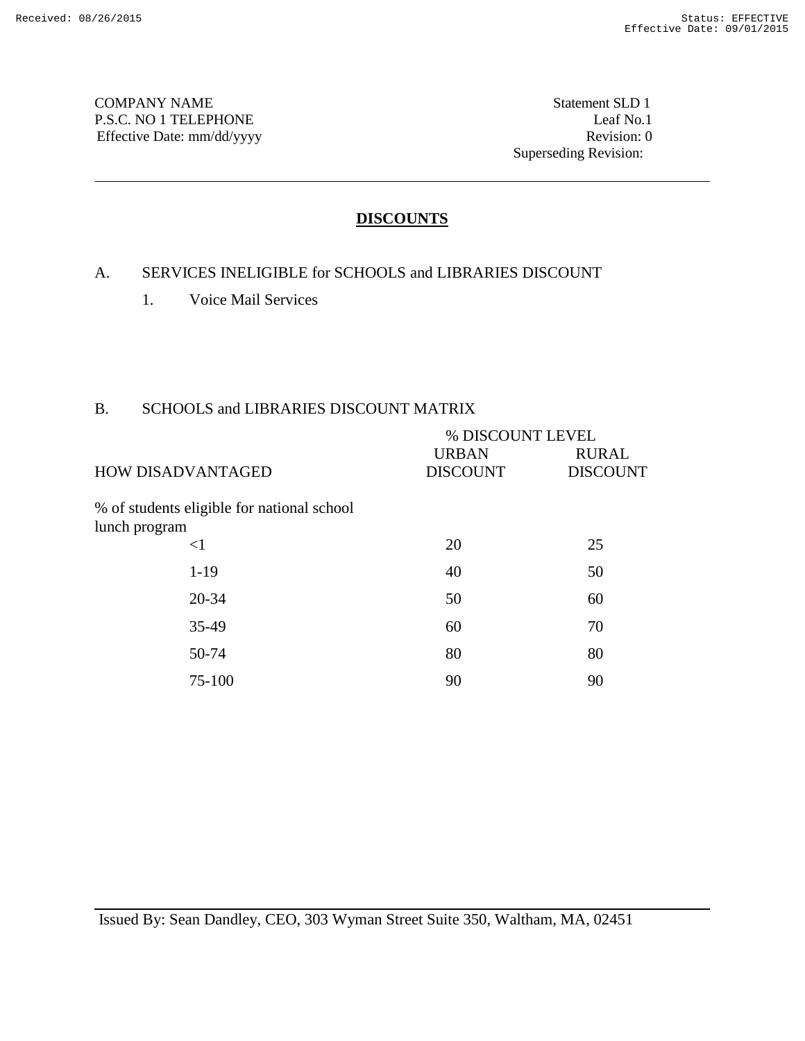COMPANY NAME
P.S.C. NO 1 TELEPHONE
Effective Date: mm/dd/yyyy

Statement SLD 1
Leaf No.1
Revision: 0
Superseding Revision:

## DISCOUNTS

A. SERVICES INELIGIBLE for SCHOOLS and LIBRARIES DISCOUNT

1. Voice Mail Services

B. SCHOOLS and LIBRARIES DISCOUNT MATRIX

| | % DISCOUNT LEVEL | |
|---|---|---|
| HOW DISADVANTAGED | URBAN DISCOUNT | RURAL DISCOUNT |
| % of students eligible for national school lunch program | | |
| <1 | 20 | 25 |
| 1-19 | 40 | 50 |
| 20-34 | 50 | 60 |
| 35-49 | 60 | 70 |
| 50-74 | 80 | 80 |
| 75-100 | 90 | 90 |

Issued By: Sean Dandley, CEO, 303 Wyman Street Suite 350, Waltham, MA, 02451